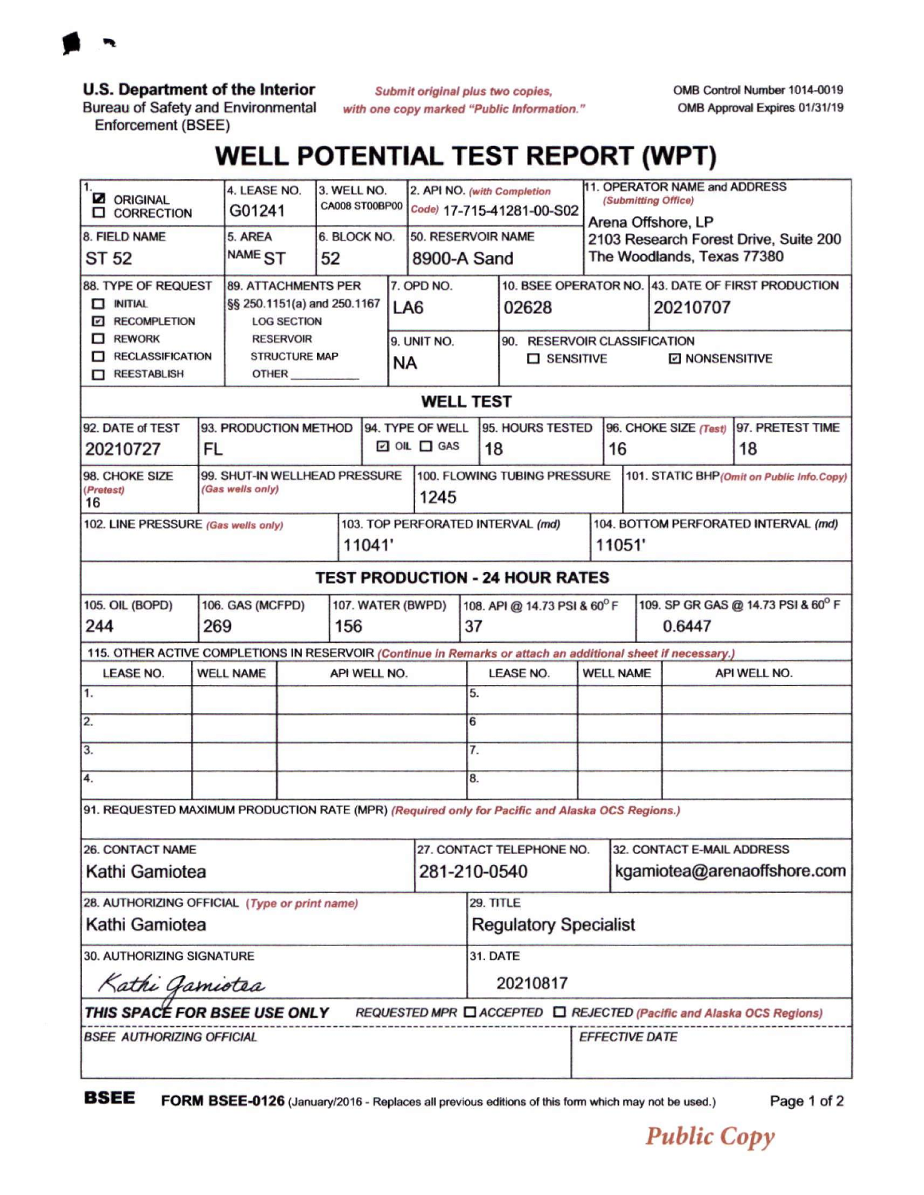**U.S. Department of the Interior**
Bureau of Safety and Environmental Enforcement (BSEE)

*Submit original plus two copies, with one copy marked "Public Information."*

OMB Control Number 1014-0019
OMB Approval Expires 01/31/19

# WELL POTENTIAL TEST REPORT (WPT)

| Field | Value |
|---|---|
| 1. | ☑ ORIGINAL ☐ CORRECTION |
| 4. LEASE NO. | G01241 |
| 3. WELL NO. | CA008 ST00BP00 |
| 2. API NO. *(with Completion Code)* | 17-715-41281-00-S02 |
| 11. OPERATOR NAME and ADDRESS *(Submitting Office)* | Arena Offshore, LP<br>2103 Research Forest Drive, Suite 200<br>The Woodlands, Texas 77380 |
| 8. FIELD NAME | ST 52 |
| 5. AREA NAME | ST |
| 6. BLOCK NO. | 52 |
| 50. RESERVOIR NAME | 8900-A Sand |
| 88. TYPE OF REQUEST | ☐ INITIAL ☑ RECOMPLETION ☐ REWORK ☐ RECLASSIFICATION ☐ REESTABLISH |
| 89. ATTACHMENTS PER §§ 250.1151(a) and 250.1167 | LOG SECTION<br>RESERVOIR<br>STRUCTURE MAP<br>OTHER ________ |
| 7. OPD NO. | LA6 |
| 10. BSEE OPERATOR NO. | 02628 |
| 43. DATE OF FIRST PRODUCTION | 20210707 |
| 9. UNIT NO. | NA |
| 90. RESERVOIR CLASSIFICATION | ☐ SENSITIVE ☑ NONSENSITIVE |

## WELL TEST

| 92. DATE of TEST | 93. PRODUCTION METHOD | 94. TYPE OF WELL | 95. HOURS TESTED | 96. CHOKE SIZE *(Test)* | 97. PRETEST TIME |
|---|---|---|---|---|---|
| 20210727 | FL | ☑ OIL ☐ GAS | 18 | 16 | 18 |

| 98. CHOKE SIZE *(Pretest)* | 99. SHUT-IN WELLHEAD PRESSURE *(Gas wells only)* | 100. FLOWING TUBING PRESSURE | 101. STATIC BHP *(Omit on Public Info.Copy)* |
|---|---|---|---|
| 16 | | 1245 | |

| 102. LINE PRESSURE *(Gas wells only)* | 103. TOP PERFORATED INTERVAL *(md)* | 104. BOTTOM PERFORATED INTERVAL *(md)* |
|---|---|---|
| | 11041' | 11051' |

## TEST PRODUCTION - 24 HOUR RATES

| 105. OIL (BOPD) | 106. GAS (MCFPD) | 107. WATER (BWPD) | 108. API @ 14.73 PSI & 60° F | 109. SP GR GAS @ 14.73 PSI & 60° F |
|---|---|---|---|---|
| 244 | 269 | 156 | 37 | 0.6447 |

115. OTHER ACTIVE COMPLETIONS IN RESERVOIR *(Continue in Remarks or attach an additional sheet if necessary.)*

| | LEASE NO. | WELL NAME | API WELL NO. | | LEASE NO. | WELL NAME | API WELL NO. |
|---|---|---|---|---|---|---|---|
| 1. | | | | 5. | | | |
| 2. | | | | 6. | | | |
| 3. | | | | 7. | | | |
| 4. | | | | 8. | | | |

91. REQUESTED MAXIMUM PRODUCTION RATE (MPR) *(Required only for Pacific and Alaska OCS Regions.)*

| 26. CONTACT NAME | 27. CONTACT TELEPHONE NO. | 32. CONTACT E-MAIL ADDRESS |
|---|---|---|
| Kathi Gamiotea | 281-210-0540 | kgamiotea@arenaoffshore.com |

| 28. AUTHORIZING OFFICIAL *(Type or print name)* | 29. TITLE |
|---|---|
| Kathi Gamiotea | Regulatory Specialist |

| 30. AUTHORIZING SIGNATURE | 31. DATE |
|---|---|
| *Kathi Gamiotea* | 20210817 |

***THIS SPACE FOR BSEE USE ONLY*** *REQUESTED MPR* ☐ *ACCEPTED* ☐ *REJECTED (Pacific and Alaska OCS Regions)*

| *BSEE AUTHORIZING OFFICIAL* | *EFFECTIVE DATE* |
|---|---|
| | |

**BSEE** **FORM BSEE-0126** (January/2016 - Replaces all previous editions of this form which may not be used.)

*Public Copy*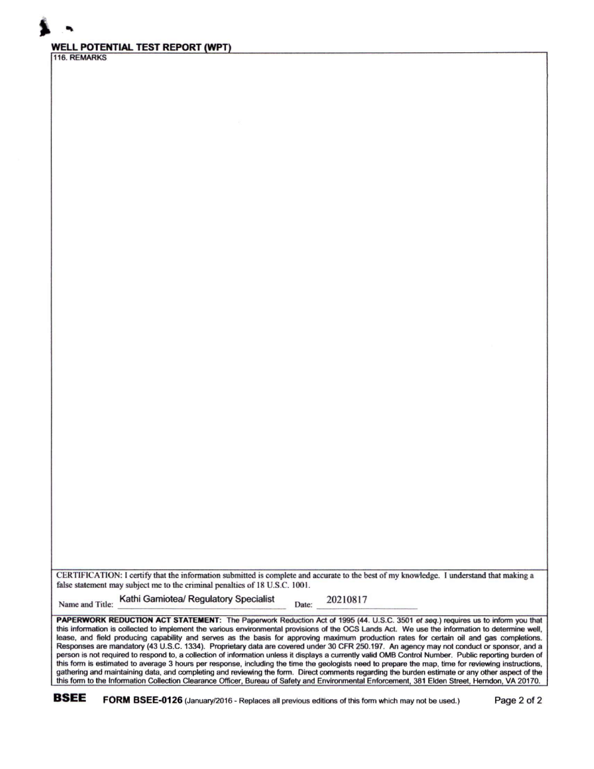## WELL POTENTIAL TEST REPORT (WPT)

116. REMARKS

CERTIFICATION: I certify that the information submitted is complete and accurate to the best of my knowledge. I understand that making a false statement may subject me to the criminal penalties of 18 U.S.C. 1001.

Name and Title: Kathi Gamiotea/ Regulatory Specialist Date: 20210817

**PAPERWORK REDUCTION ACT STATEMENT:** The Paperwork Reduction Act of 1995 (44. U.S.C. 3501 *et seq.*) requires us to inform you that this information is collected to implement the various environmental provisions of the OCS Lands Act. We use the information to determine well, lease, and field producing capability and serves as the basis for approving maximum production rates for certain oil and gas completions. Responses are mandatory (43 U.S.C. 1334). Proprietary data are covered under 30 CFR 250.197. An agency may not conduct or sponsor, and a person is not required to respond to, a collection of information unless it displays a currently valid OMB Control Number. Public reporting burden of this form is estimated to average 3 hours per response, including the time the geologists need to prepare the map, time for reviewing instructions, gathering and maintaining data, and completing and reviewing the form. Direct comments regarding the burden estimate or any other aspect of the this form to the Information Collection Clearance Officer, Bureau of Safety and Environmental Enforcement, 381 Elden Street, Herndon, VA 20170.

**BSEE** **FORM BSEE-0126** (January/2016 - Replaces all previous editions of this form which may not be used.)